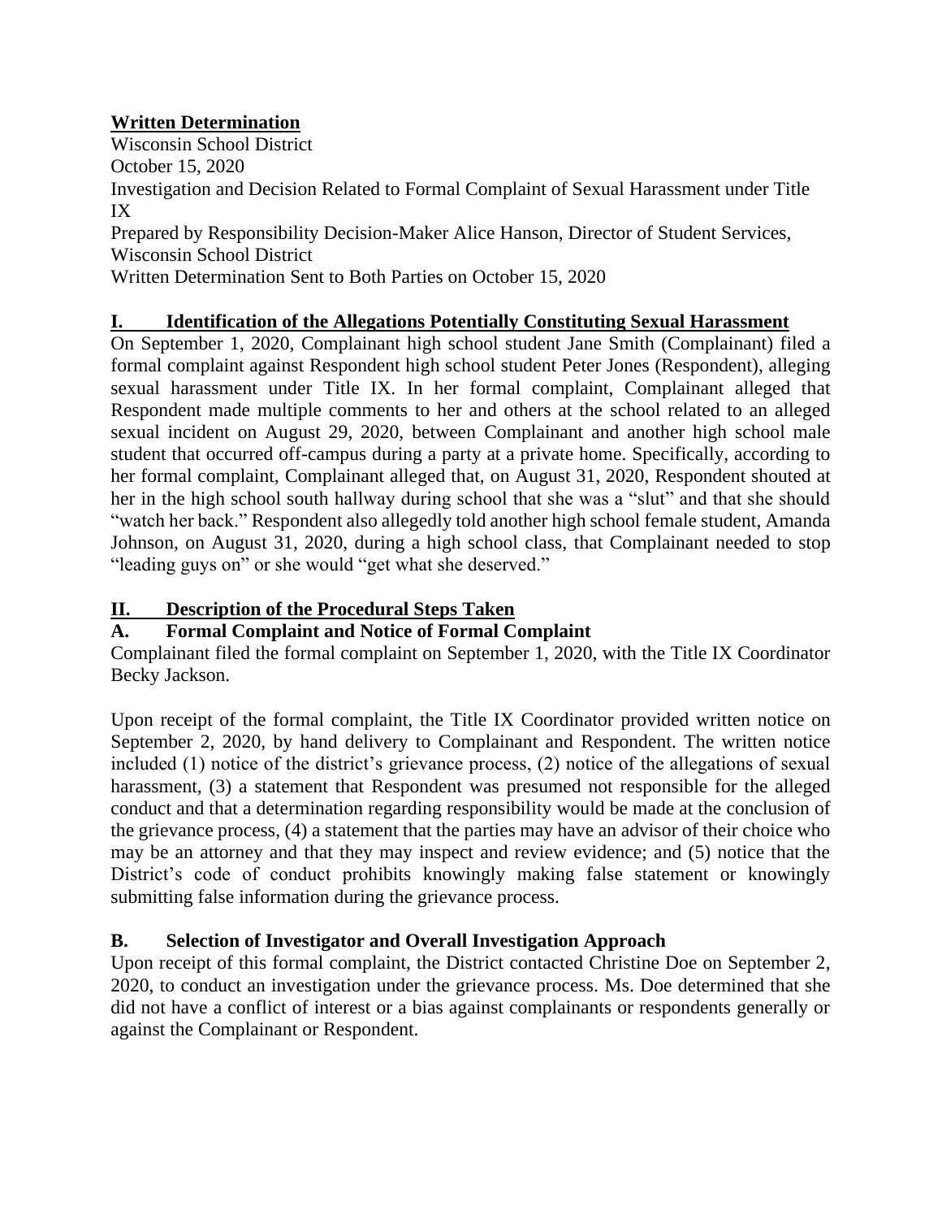**Written Determination**

Wisconsin School District
October 15, 2020
Investigation and Decision Related to Formal Complaint of Sexual Harassment under Title IX
Prepared by Responsibility Decision-Maker Alice Hanson, Director of Student Services, Wisconsin School District
Written Determination Sent to Both Parties on October 15, 2020

## I. Identification of the Allegations Potentially Constituting Sexual Harassment

On September 1, 2020, Complainant high school student Jane Smith (Complainant) filed a formal complaint against Respondent high school student Peter Jones (Respondent), alleging sexual harassment under Title IX. In her formal complaint, Complainant alleged that Respondent made multiple comments to her and others at the school related to an alleged sexual incident on August 29, 2020, between Complainant and another high school male student that occurred off-campus during a party at a private home. Specifically, according to her formal complaint, Complainant alleged that, on August 31, 2020, Respondent shouted at her in the high school south hallway during school that she was a "slut" and that she should "watch her back." Respondent also allegedly told another high school female student, Amanda Johnson, on August 31, 2020, during a high school class, that Complainant needed to stop "leading guys on" or she would "get what she deserved."

## II. Description of the Procedural Steps Taken

### A. Formal Complaint and Notice of Formal Complaint

Complainant filed the formal complaint on September 1, 2020, with the Title IX Coordinator Becky Jackson.

Upon receipt of the formal complaint, the Title IX Coordinator provided written notice on September 2, 2020, by hand delivery to Complainant and Respondent. The written notice included (1) notice of the district's grievance process, (2) notice of the allegations of sexual harassment, (3) a statement that Respondent was presumed not responsible for the alleged conduct and that a determination regarding responsibility would be made at the conclusion of the grievance process, (4) a statement that the parties may have an advisor of their choice who may be an attorney and that they may inspect and review evidence; and (5) notice that the District's code of conduct prohibits knowingly making false statement or knowingly submitting false information during the grievance process.

### B. Selection of Investigator and Overall Investigation Approach

Upon receipt of this formal complaint, the District contacted Christine Doe on September 2, 2020, to conduct an investigation under the grievance process. Ms. Doe determined that she did not have a conflict of interest or a bias against complainants or respondents generally or against the Complainant or Respondent.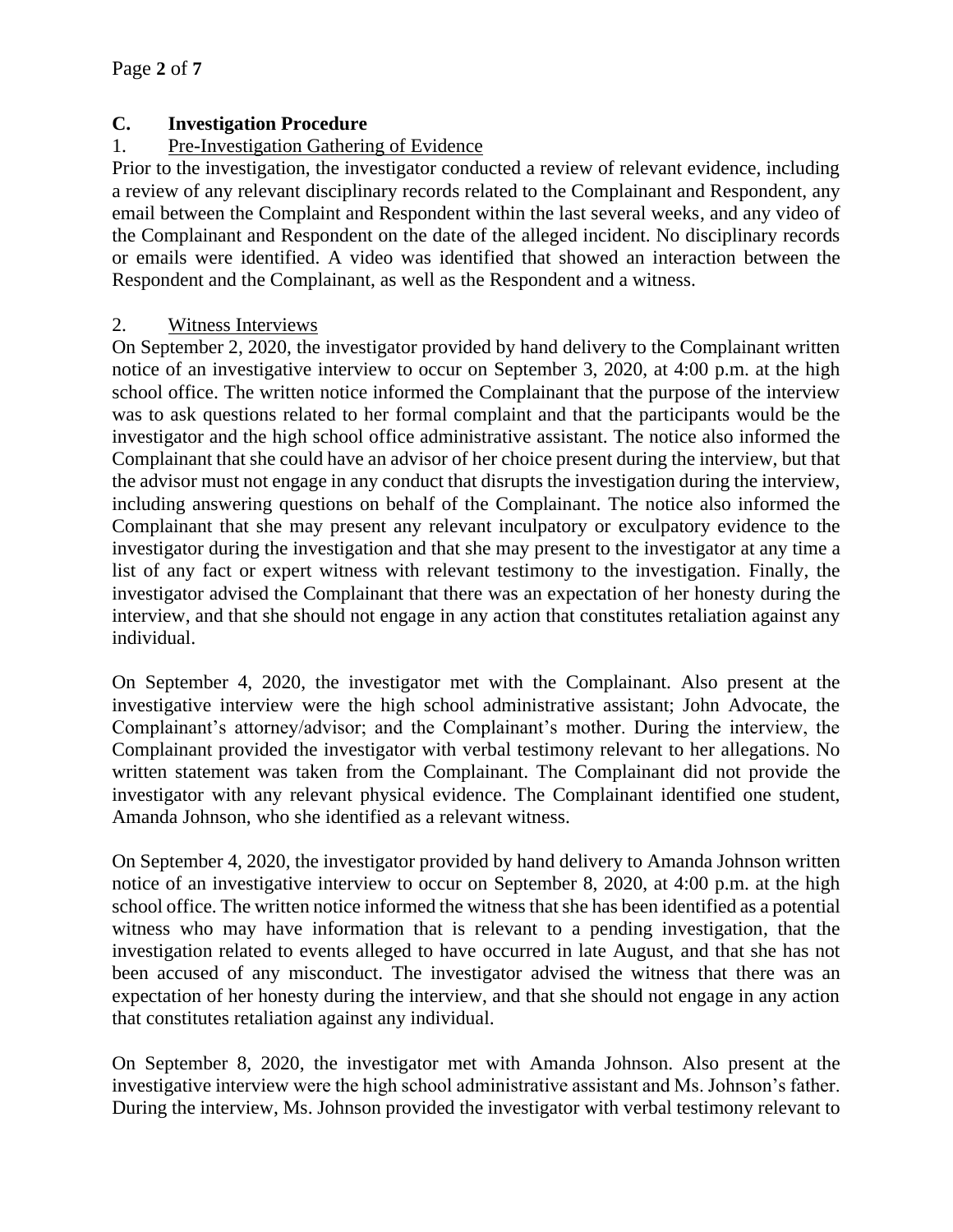### C. Investigation Procedure

1. Pre-Investigation Gathering of Evidence

Prior to the investigation, the investigator conducted a review of relevant evidence, including a review of any relevant disciplinary records related to the Complainant and Respondent, any email between the Complaint and Respondent within the last several weeks, and any video of the Complainant and Respondent on the date of the alleged incident. No disciplinary records or emails were identified. A video was identified that showed an interaction between the Respondent and the Complainant, as well as the Respondent and a witness.

2. Witness Interviews

On September 2, 2020, the investigator provided by hand delivery to the Complainant written notice of an investigative interview to occur on September 3, 2020, at 4:00 p.m. at the high school office. The written notice informed the Complainant that the purpose of the interview was to ask questions related to her formal complaint and that the participants would be the investigator and the high school office administrative assistant. The notice also informed the Complainant that she could have an advisor of her choice present during the interview, but that the advisor must not engage in any conduct that disrupts the investigation during the interview, including answering questions on behalf of the Complainant. The notice also informed the Complainant that she may present any relevant inculpatory or exculpatory evidence to the investigator during the investigation and that she may present to the investigator at any time a list of any fact or expert witness with relevant testimony to the investigation. Finally, the investigator advised the Complainant that there was an expectation of her honesty during the interview, and that she should not engage in any action that constitutes retaliation against any individual.

On September 4, 2020, the investigator met with the Complainant. Also present at the investigative interview were the high school administrative assistant; John Advocate, the Complainant's attorney/advisor; and the Complainant's mother. During the interview, the Complainant provided the investigator with verbal testimony relevant to her allegations. No written statement was taken from the Complainant. The Complainant did not provide the investigator with any relevant physical evidence. The Complainant identified one student, Amanda Johnson, who she identified as a relevant witness.

On September 4, 2020, the investigator provided by hand delivery to Amanda Johnson written notice of an investigative interview to occur on September 8, 2020, at 4:00 p.m. at the high school office. The written notice informed the witness that she has been identified as a potential witness who may have information that is relevant to a pending investigation, that the investigation related to events alleged to have occurred in late August, and that she has not been accused of any misconduct. The investigator advised the witness that there was an expectation of her honesty during the interview, and that she should not engage in any action that constitutes retaliation against any individual.

On September 8, 2020, the investigator met with Amanda Johnson. Also present at the investigative interview were the high school administrative assistant and Ms. Johnson's father. During the interview, Ms. Johnson provided the investigator with verbal testimony relevant to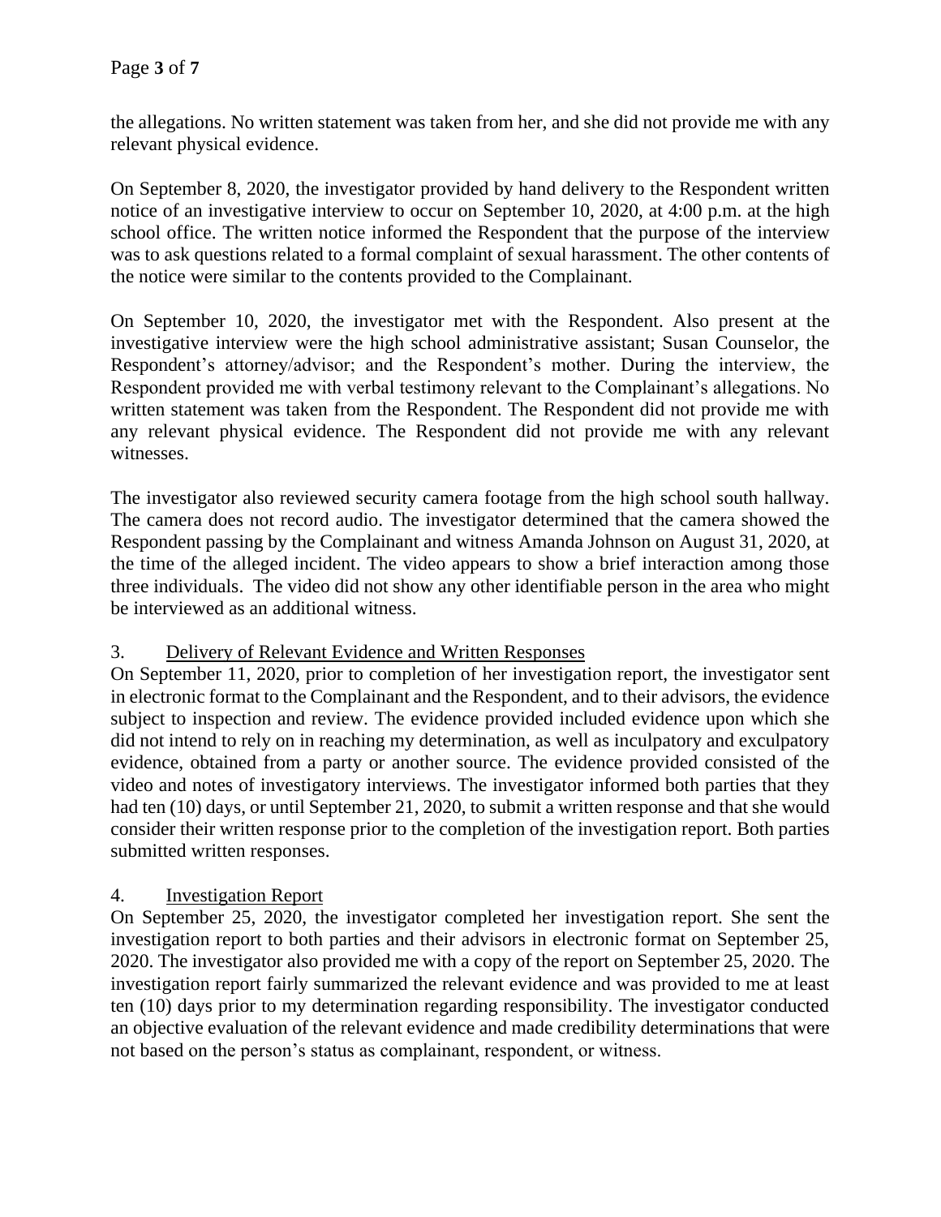the allegations. No written statement was taken from her, and she did not provide me with any relevant physical evidence.

On September 8, 2020, the investigator provided by hand delivery to the Respondent written notice of an investigative interview to occur on September 10, 2020, at 4:00 p.m. at the high school office. The written notice informed the Respondent that the purpose of the interview was to ask questions related to a formal complaint of sexual harassment. The other contents of the notice were similar to the contents provided to the Complainant.

On September 10, 2020, the investigator met with the Respondent. Also present at the investigative interview were the high school administrative assistant; Susan Counselor, the Respondent's attorney/advisor; and the Respondent's mother. During the interview, the Respondent provided me with verbal testimony relevant to the Complainant's allegations. No written statement was taken from the Respondent. The Respondent did not provide me with any relevant physical evidence. The Respondent did not provide me with any relevant witnesses.

The investigator also reviewed security camera footage from the high school south hallway. The camera does not record audio. The investigator determined that the camera showed the Respondent passing by the Complainant and witness Amanda Johnson on August 31, 2020, at the time of the alleged incident. The video appears to show a brief interaction among those three individuals. The video did not show any other identifiable person in the area who might be interviewed as an additional witness.

3. <u>Delivery of Relevant Evidence and Written Responses</u>

On September 11, 2020, prior to completion of her investigation report, the investigator sent in electronic format to the Complainant and the Respondent, and to their advisors, the evidence subject to inspection and review. The evidence provided included evidence upon which she did not intend to rely on in reaching my determination, as well as inculpatory and exculpatory evidence, obtained from a party or another source. The evidence provided consisted of the video and notes of investigatory interviews. The investigator informed both parties that they had ten (10) days, or until September 21, 2020, to submit a written response and that she would consider their written response prior to the completion of the investigation report. Both parties submitted written responses.

4. <u>Investigation Report</u>

On September 25, 2020, the investigator completed her investigation report. She sent the investigation report to both parties and their advisors in electronic format on September 25, 2020. The investigator also provided me with a copy of the report on September 25, 2020. The investigation report fairly summarized the relevant evidence and was provided to me at least ten (10) days prior to my determination regarding responsibility. The investigator conducted an objective evaluation of the relevant evidence and made credibility determinations that were not based on the person's status as complainant, respondent, or witness.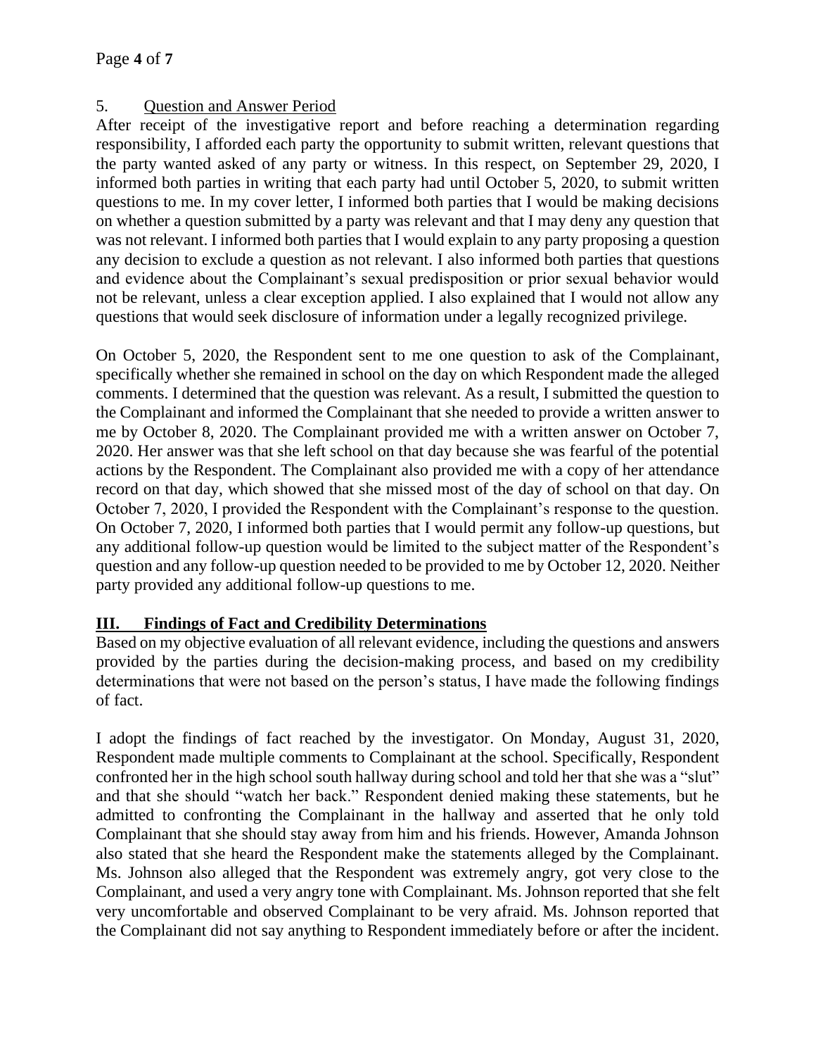5. Question and Answer Period

After receipt of the investigative report and before reaching a determination regarding responsibility, I afforded each party the opportunity to submit written, relevant questions that the party wanted asked of any party or witness. In this respect, on September 29, 2020, I informed both parties in writing that each party had until October 5, 2020, to submit written questions to me. In my cover letter, I informed both parties that I would be making decisions on whether a question submitted by a party was relevant and that I may deny any question that was not relevant. I informed both parties that I would explain to any party proposing a question any decision to exclude a question as not relevant. I also informed both parties that questions and evidence about the Complainant's sexual predisposition or prior sexual behavior would not be relevant, unless a clear exception applied. I also explained that I would not allow any questions that would seek disclosure of information under a legally recognized privilege.

On October 5, 2020, the Respondent sent to me one question to ask of the Complainant, specifically whether she remained in school on the day on which Respondent made the alleged comments. I determined that the question was relevant. As a result, I submitted the question to the Complainant and informed the Complainant that she needed to provide a written answer to me by October 8, 2020. The Complainant provided me with a written answer on October 7, 2020. Her answer was that she left school on that day because she was fearful of the potential actions by the Respondent. The Complainant also provided me with a copy of her attendance record on that day, which showed that she missed most of the day of school on that day. On October 7, 2020, I provided the Respondent with the Complainant's response to the question. On October 7, 2020, I informed both parties that I would permit any follow-up questions, but any additional follow-up question would be limited to the subject matter of the Respondent's question and any follow-up question needed to be provided to me by October 12, 2020. Neither party provided any additional follow-up questions to me.

## III. Findings of Fact and Credibility Determinations

Based on my objective evaluation of all relevant evidence, including the questions and answers provided by the parties during the decision-making process, and based on my credibility determinations that were not based on the person's status, I have made the following findings of fact.

I adopt the findings of fact reached by the investigator. On Monday, August 31, 2020, Respondent made multiple comments to Complainant at the school. Specifically, Respondent confronted her in the high school south hallway during school and told her that she was a "slut" and that she should "watch her back." Respondent denied making these statements, but he admitted to confronting the Complainant in the hallway and asserted that he only told Complainant that she should stay away from him and his friends. However, Amanda Johnson also stated that she heard the Respondent make the statements alleged by the Complainant. Ms. Johnson also alleged that the Respondent was extremely angry, got very close to the Complainant, and used a very angry tone with Complainant. Ms. Johnson reported that she felt very uncomfortable and observed Complainant to be very afraid. Ms. Johnson reported that the Complainant did not say anything to Respondent immediately before or after the incident.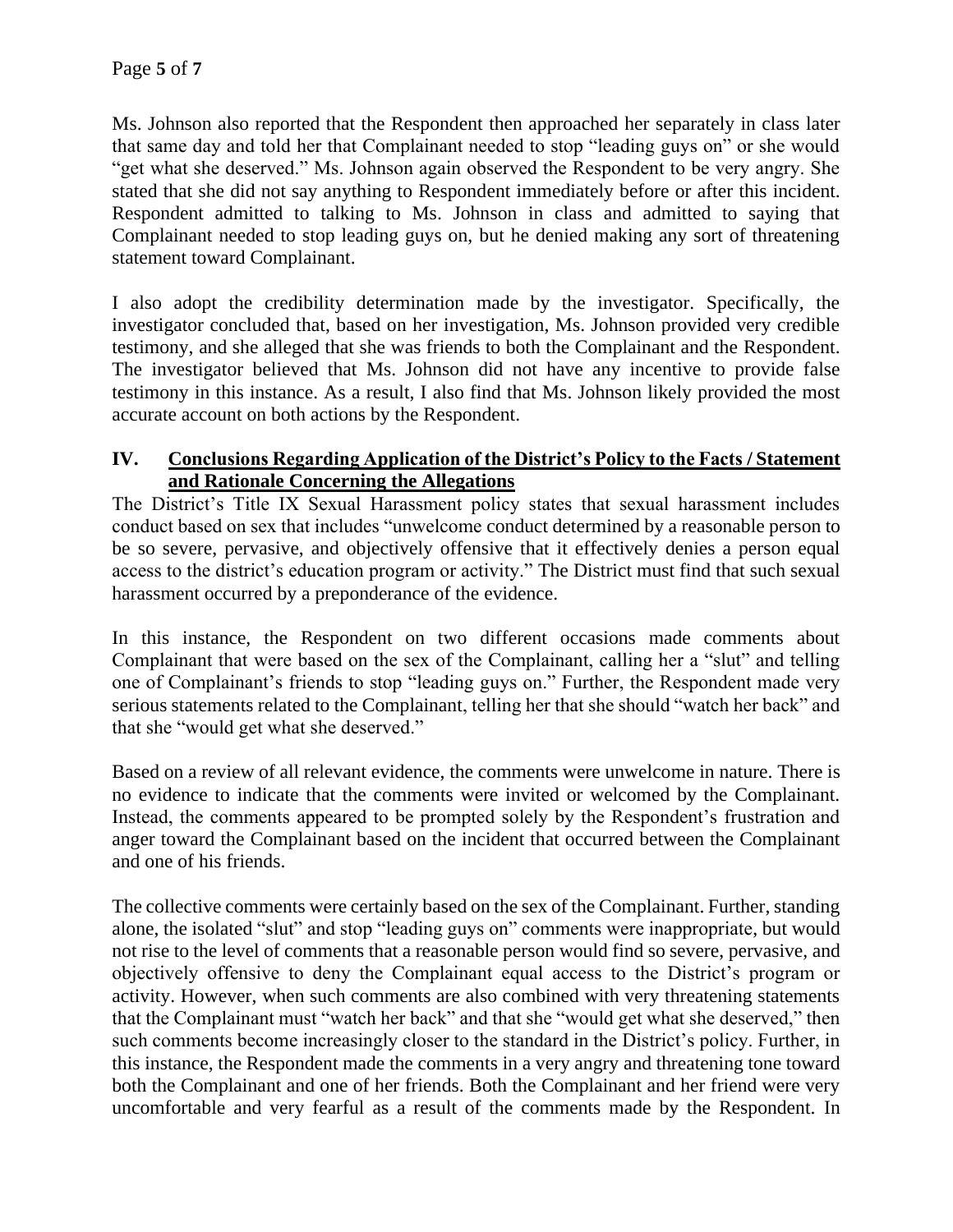Ms. Johnson also reported that the Respondent then approached her separately in class later that same day and told her that Complainant needed to stop "leading guys on" or she would "get what she deserved." Ms. Johnson again observed the Respondent to be very angry. She stated that she did not say anything to Respondent immediately before or after this incident. Respondent admitted to talking to Ms. Johnson in class and admitted to saying that Complainant needed to stop leading guys on, but he denied making any sort of threatening statement toward Complainant.

I also adopt the credibility determination made by the investigator. Specifically, the investigator concluded that, based on her investigation, Ms. Johnson provided very credible testimony, and she alleged that she was friends to both the Complainant and the Respondent. The investigator believed that Ms. Johnson did not have any incentive to provide false testimony in this instance. As a result, I also find that Ms. Johnson likely provided the most accurate account on both actions by the Respondent.

## IV. Conclusions Regarding Application of the District's Policy to the Facts / Statement and Rationale Concerning the Allegations

The District's Title IX Sexual Harassment policy states that sexual harassment includes conduct based on sex that includes "unwelcome conduct determined by a reasonable person to be so severe, pervasive, and objectively offensive that it effectively denies a person equal access to the district's education program or activity." The District must find that such sexual harassment occurred by a preponderance of the evidence.

In this instance, the Respondent on two different occasions made comments about Complainant that were based on the sex of the Complainant, calling her a "slut" and telling one of Complainant's friends to stop "leading guys on." Further, the Respondent made very serious statements related to the Complainant, telling her that she should "watch her back" and that she "would get what she deserved."

Based on a review of all relevant evidence, the comments were unwelcome in nature. There is no evidence to indicate that the comments were invited or welcomed by the Complainant. Instead, the comments appeared to be prompted solely by the Respondent's frustration and anger toward the Complainant based on the incident that occurred between the Complainant and one of his friends.

The collective comments were certainly based on the sex of the Complainant. Further, standing alone, the isolated "slut" and stop "leading guys on" comments were inappropriate, but would not rise to the level of comments that a reasonable person would find so severe, pervasive, and objectively offensive to deny the Complainant equal access to the District's program or activity. However, when such comments are also combined with very threatening statements that the Complainant must "watch her back" and that she "would get what she deserved," then such comments become increasingly closer to the standard in the District's policy. Further, in this instance, the Respondent made the comments in a very angry and threatening tone toward both the Complainant and one of her friends. Both the Complainant and her friend were very uncomfortable and very fearful as a result of the comments made by the Respondent. In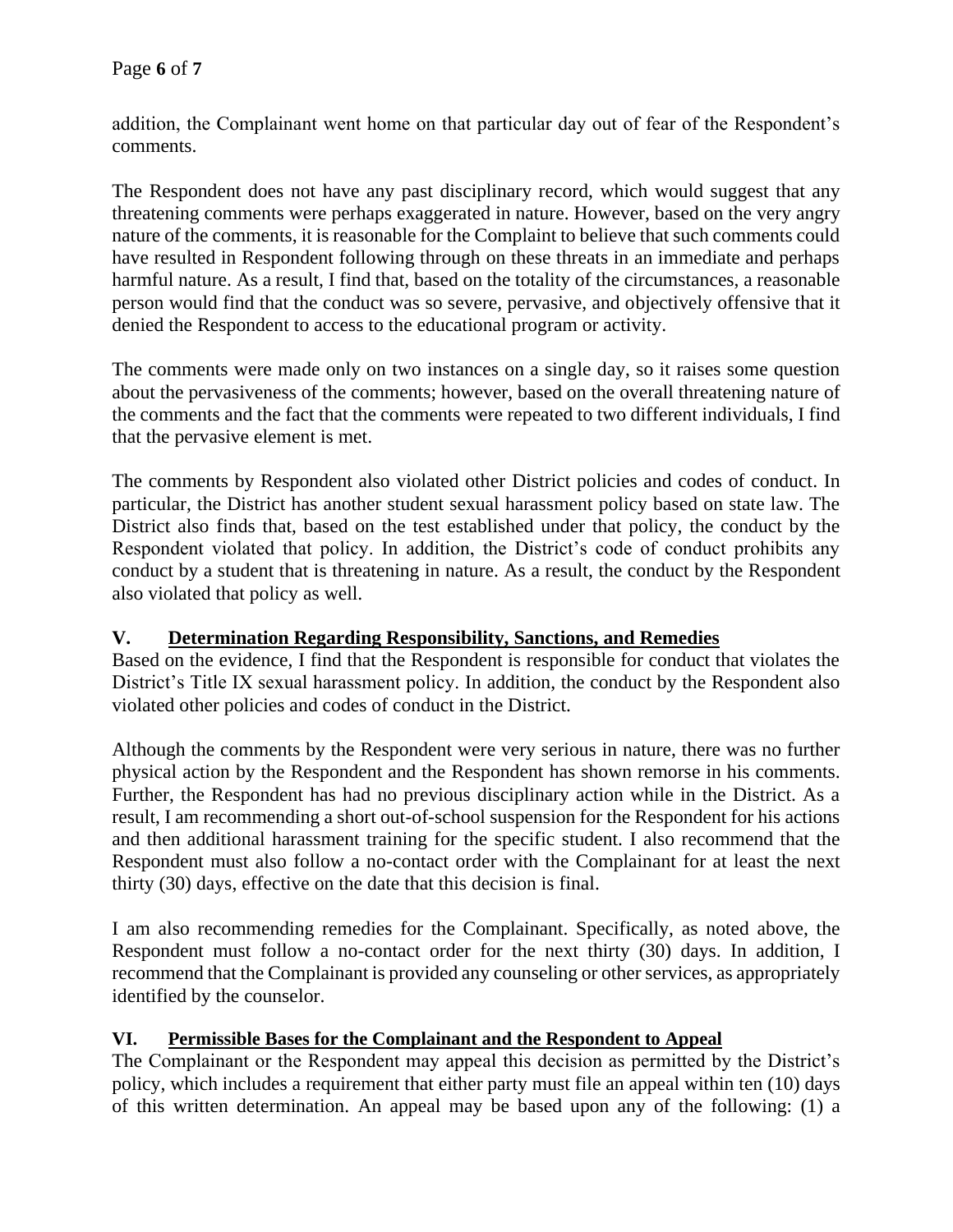addition, the Complainant went home on that particular day out of fear of the Respondent's comments.

The Respondent does not have any past disciplinary record, which would suggest that any threatening comments were perhaps exaggerated in nature. However, based on the very angry nature of the comments, it is reasonable for the Complaint to believe that such comments could have resulted in Respondent following through on these threats in an immediate and perhaps harmful nature. As a result, I find that, based on the totality of the circumstances, a reasonable person would find that the conduct was so severe, pervasive, and objectively offensive that it denied the Respondent to access to the educational program or activity.

The comments were made only on two instances on a single day, so it raises some question about the pervasiveness of the comments; however, based on the overall threatening nature of the comments and the fact that the comments were repeated to two different individuals, I find that the pervasive element is met.

The comments by Respondent also violated other District policies and codes of conduct. In particular, the District has another student sexual harassment policy based on state law. The District also finds that, based on the test established under that policy, the conduct by the Respondent violated that policy. In addition, the District's code of conduct prohibits any conduct by a student that is threatening in nature. As a result, the conduct by the Respondent also violated that policy as well.

## V. Determination Regarding Responsibility, Sanctions, and Remedies

Based on the evidence, I find that the Respondent is responsible for conduct that violates the District's Title IX sexual harassment policy. In addition, the conduct by the Respondent also violated other policies and codes of conduct in the District.

Although the comments by the Respondent were very serious in nature, there was no further physical action by the Respondent and the Respondent has shown remorse in his comments. Further, the Respondent has had no previous disciplinary action while in the District. As a result, I am recommending a short out-of-school suspension for the Respondent for his actions and then additional harassment training for the specific student. I also recommend that the Respondent must also follow a no-contact order with the Complainant for at least the next thirty (30) days, effective on the date that this decision is final.

I am also recommending remedies for the Complainant. Specifically, as noted above, the Respondent must follow a no-contact order for the next thirty (30) days. In addition, I recommend that the Complainant is provided any counseling or other services, as appropriately identified by the counselor.

## VI. Permissible Bases for the Complainant and the Respondent to Appeal

The Complainant or the Respondent may appeal this decision as permitted by the District's policy, which includes a requirement that either party must file an appeal within ten (10) days of this written determination. An appeal may be based upon any of the following: (1) a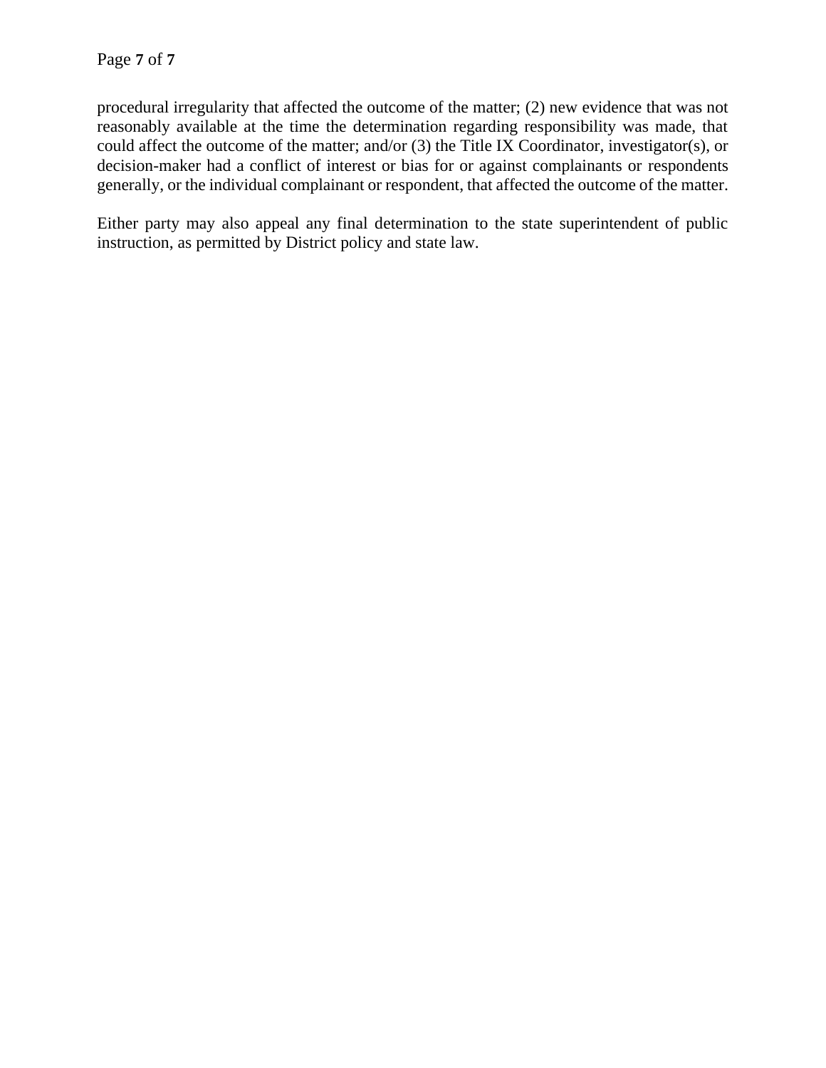procedural irregularity that affected the outcome of the matter; (2) new evidence that was not reasonably available at the time the determination regarding responsibility was made, that could affect the outcome of the matter; and/or (3) the Title IX Coordinator, investigator(s), or decision-maker had a conflict of interest or bias for or against complainants or respondents generally, or the individual complainant or respondent, that affected the outcome of the matter.

Either party may also appeal any final determination to the state superintendent of public instruction, as permitted by District policy and state law.